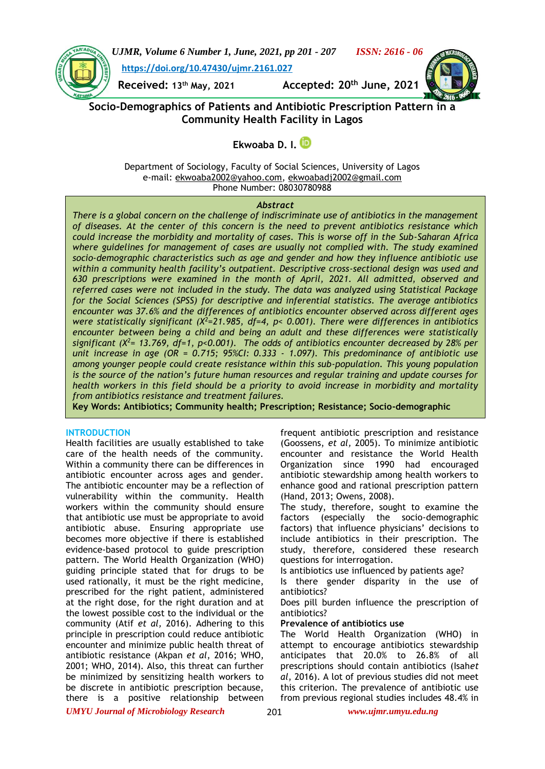Received: 13th May, 2021 Accepted: 20th June, 2021

# Socio-Demographics of Patients and Antibiotic Prescription Pattern in a Community Health Facility in Lagos

**Ekwoaba D. I.**

Department of Sociology, Faculty of Social Sciences, University of Lagos
e-mail: ekwoaba2002@yahoo.com, ekwoabadj2002@gmail.com
Phone Number: 08030780988

## Abstract

*There is a global concern on the challenge of indiscriminate use of antibiotics in the management of diseases. At the center of this concern is the need to prevent antibiotics resistance which could increase the morbidity and mortality of cases. This is worse off in the Sub-Saharan Africa where guidelines for management of cases are usually not complied with. The study examined socio-demographic characteristics such as age and gender and how they influence antibiotic use within a community health facility's outpatient. Descriptive cross-sectional design was used and 630 prescriptions were examined in the month of April, 2021. All admitted, observed and referred cases were not included in the study. The data was analyzed using Statistical Package for the Social Sciences (SPSS) for descriptive and inferential statistics. The average antibiotics encounter was 37.6% and the differences of antibiotics encounter observed across different ages were statistically significant ($X^2$=21.985, df=4, p< 0.001). There were differences in antibiotics encounter between being a child and being an adult and these differences were statistically significant ($X^2$= 13.769, df=1, p<0.001). The odds of antibiotics encounter decreased by 28% per unit increase in age (OR = 0.715; 95%CI: 0.333 - 1.097). This predominance of antibiotic use among younger people could create resistance within this sub-population. This young population is the source of the nation's future human resources and regular training and update courses for health workers in this field should be a priority to avoid increase in morbidity and mortality from antibiotics resistance and treatment failures.*

**Key Words: Antibiotics; Community health; Prescription; Resistance; Socio-demographic**

## INTRODUCTION

Health facilities are usually established to take care of the health needs of the community. Within a community there can be differences in antibiotic encounter across ages and gender. The antibiotic encounter may be a reflection of vulnerability within the community. Health workers within the community should ensure that antibiotic use must be appropriate to avoid antibiotic abuse. Ensuring appropriate use becomes more objective if there is established evidence-based protocol to guide prescription pattern. The World Health Organization (WHO) guiding principle stated that for drugs to be used rationally, it must be the right medicine, prescribed for the right patient, administered at the right dose, for the right duration and at the lowest possible cost to the individual or the community (Atif *et al,* 2016). Adhering to this principle in prescription could reduce antibiotic encounter and minimize public health threat of antibiotic resistance (Akpan *et al*, 2016; WHO, 2001; WHO, 2014). Also, this threat can further be minimized by sensitizing health workers to be discrete in antibiotic prescription because, there is a positive relationship between frequent antibiotic prescription and resistance (Goossens, *et al,* 2005). To minimize antibiotic encounter and resistance the World Health Organization since 1990 had encouraged antibiotic stewardship among health workers to enhance good and rational prescription pattern (Hand, 2013; Owens, 2008).

The study, therefore, sought to examine the factors (especially the socio-demographic factors) that influence physicians' decisions to include antibiotics in their prescription. The study, therefore, considered these research questions for interrogation.

Is antibiotics use influenced by patients age?

Is there gender disparity in the use of antibiotics?

Does pill burden influence the prescription of antibiotics?

### Prevalence of antibiotics use

The World Health Organization (WHO) in attempt to encourage antibiotics stewardship anticipates that 20.0% to 26.8% of all prescriptions should contain antibiotics (Isah*et al*, 2016). A lot of previous studies did not meet this criterion. The prevalence of antibiotic use from previous regional studies includes 48.4% in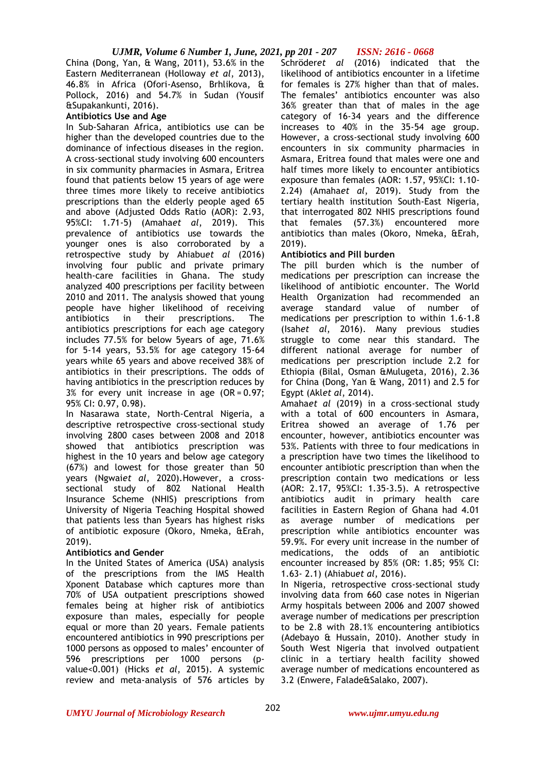China (Dong, Yan, & Wang, 2011), 53.6% in the Eastern Mediterranean (Holloway *et al*, 2013), 46.8% in Africa (Ofori-Asenso, Brhlikova, & Pollock, 2016) and 54.7% in Sudan (Yousif &Supakankunti, 2016).

**Antibiotics Use and Age**

In Sub-Saharan Africa, antibiotics use can be higher than the developed countries due to the dominance of infectious diseases in the region. A cross-sectional study involving 600 encounters in six community pharmacies in Asmara, Eritrea found that patients below 15 years of age were three times more likely to receive antibiotics prescriptions than the elderly people aged 65 and above (Adjusted Odds Ratio (AOR): 2.93, 95%CI: 1.71-5) (Amaha*et al*, 2019). This prevalence of antibiotics use towards the younger ones is also corroborated by a retrospective study by Ahiabu*et al* (2016) involving four public and private primary health-care facilities in Ghana. The study analyzed 400 prescriptions per facility between 2010 and 2011. The analysis showed that young people have higher likelihood of receiving antibiotics in their prescriptions. The antibiotics prescriptions for each age category includes 77.5% for below 5years of age, 71.6% for 5-14 years, 53.5% for age category 15-64 years while 65 years and above received 38% of antibiotics in their prescriptions. The odds of having antibiotics in the prescription reduces by 3% for every unit increase in age (OR = 0.97; 95% CI: 0.97, 0.98).

In Nasarawa state, North-Central Nigeria, a descriptive retrospective cross-sectional study involving 2800 cases between 2008 and 2018 showed that antibiotics prescription was highest in the 10 years and below age category (67%) and lowest for those greater than 50 years (Ngwai*et al*, 2020).However, a cross-sectional study of 802 National Health Insurance Scheme (NHIS) prescriptions from University of Nigeria Teaching Hospital showed that patients less than 5years has highest risks of antibiotic exposure (Okoro, Nmeka, &Erah, 2019).

**Antibiotics and Gender**

In the United States of America (USA) analysis of the prescriptions from the IMS Health Xponent Database which captures more than 70% of USA outpatient prescriptions showed females being at higher risk of antibiotics exposure than males, especially for people equal or more than 20 years. Female patients encountered antibiotics in 990 prescriptions per 1000 persons as opposed to males' encounter of 596 prescriptions per 1000 persons (p-value<0.001) (Hicks *et al*, 2015). A systemic review and meta-analysis of 576 articles by Schröder*et al* (2016) indicated that the likelihood of antibiotics encounter in a lifetime for females is 27% higher than that of males. The females' antibiotics encounter was also 36% greater than that of males in the age category of 16-34 years and the difference increases to 40% in the 35-54 age group. However, a cross-sectional study involving 600 encounters in six community pharmacies in Asmara, Eritrea found that males were one and half times more likely to encounter antibiotics exposure than females (AOR: 1.57, 95%CI: 1.10-2.24) (Amaha*et al*, 2019). Study from the tertiary health institution South-East Nigeria, that interrogated 802 NHIS prescriptions found that females (57.3%) encountered more antibiotics than males (Okoro, Nmeka, &Erah, 2019).

**Antibiotics and Pill burden**

The pill burden which is the number of medications per prescription can increase the likelihood of antibiotic encounter. The World Health Organization had recommended an average standard value of number of medications per prescription to within 1.6-1.8 (Isah*et al*, 2016). Many previous studies struggle to come near this standard. The different national average for number of medications per prescription include 2.2 for Ethiopia (Bilal, Osman &Mulugeta, 2016), 2.36 for China (Dong, Yan & Wang, 2011) and 2.5 for Egypt (Akl*et al*, 2014).

Amaha*et al* (2019) in a cross-sectional study with a total of 600 encounters in Asmara, Eritrea showed an average of 1.76 per encounter, however, antibiotics encounter was 53%. Patients with three to four medications in a prescription have two times the likelihood to encounter antibiotic prescription than when the prescription contain two medications or less (AOR: 2.17, 95%CI: 1.35-3.5). A retrospective antibiotics audit in primary health care facilities in Eastern Region of Ghana had 4.01 as average number of medications per prescription while antibiotics encounter was 59.9%. For every unit increase in the number of medications, the odds of an antibiotic encounter increased by 85% (OR: 1.85; 95% CI: 1.63- 2.1) (Ahiabu*et al*, 2016).

In Nigeria, retrospective cross-sectional study involving data from 660 case notes in Nigerian Army hospitals between 2006 and 2007 showed average number of medications per prescription to be 2.8 with 28.1% encountering antibiotics (Adebayo & Hussain, 2010). Another study in South West Nigeria that involved outpatient clinic in a tertiary health facility showed average number of medications encountered as 3.2 (Enwere, Falade&Salako, 2007).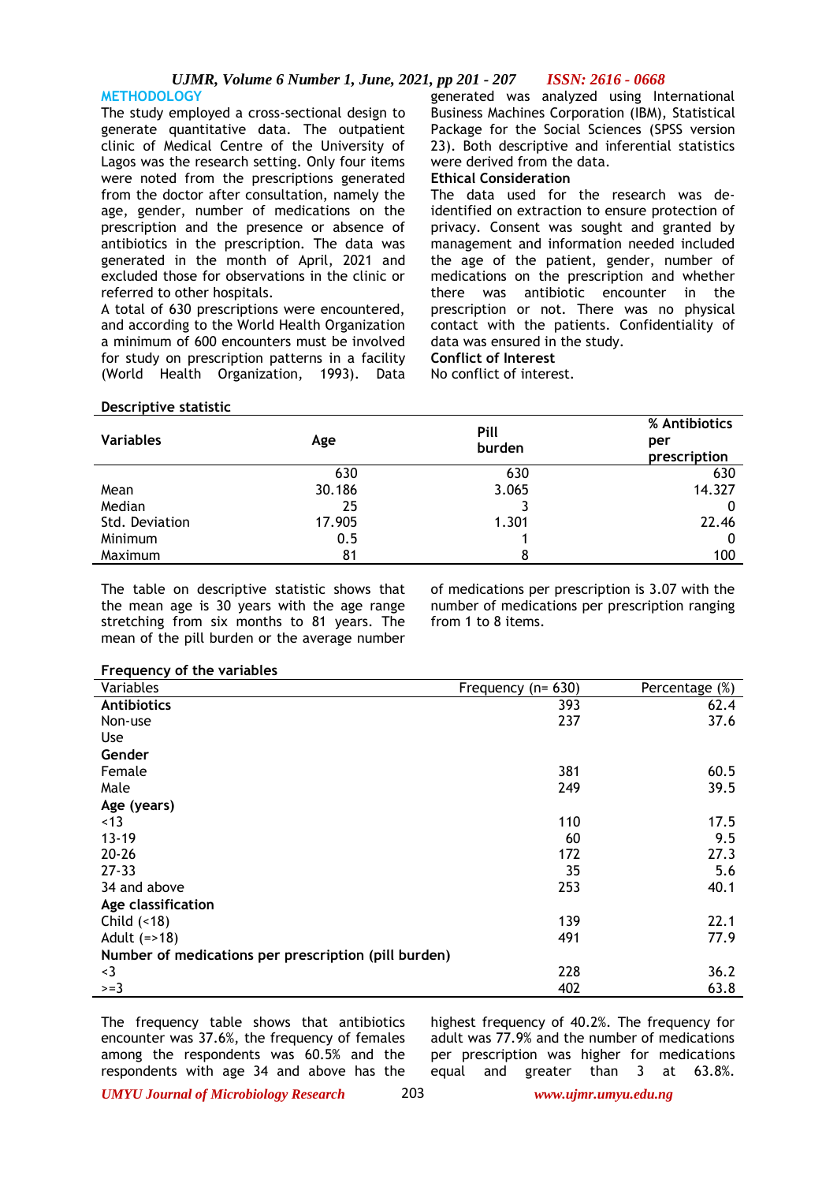## METHODOLOGY

The study employed a cross-sectional design to generate quantitative data. The outpatient clinic of Medical Centre of the University of Lagos was the research setting. Only four items were noted from the prescriptions generated from the doctor after consultation, namely the age, gender, number of medications on the prescription and the presence or absence of antibiotics in the prescription. The data was generated in the month of April, 2021 and excluded those for observations in the clinic or referred to other hospitals.

A total of 630 prescriptions were encountered, and according to the World Health Organization a minimum of 600 encounters must be involved for study on prescription patterns in a facility (World Health Organization, 1993). Data generated was analyzed using International Business Machines Corporation (IBM), Statistical Package for the Social Sciences (SPSS version 23). Both descriptive and inferential statistics were derived from the data.

### Ethical Consideration

The data used for the research was de-identified on extraction to ensure protection of privacy. Consent was sought and granted by management and information needed included the age of the patient, gender, number of medications on the prescription and whether there was antibiotic encounter in the prescription or not. There was no physical contact with the patients. Confidentiality of data was ensured in the study.

### Conflict of Interest

No conflict of interest.

**Descriptive statistic**

| Variables | Age | Pill burden | % Antibiotics per prescription |
|---|---|---|---|
| | 630 | 630 | 630 |
| Mean | 30.186 | 3.065 | 14.327 |
| Median | 25 | 3 | 0 |
| Std. Deviation | 17.905 | 1.301 | 22.46 |
| Minimum | 0.5 | 1 | 0 |
| Maximum | 81 | 8 | 100 |

The table on descriptive statistic shows that the mean age is 30 years with the age range stretching from six months to 81 years. The mean of the pill burden or the average number of medications per prescription is 3.07 with the number of medications per prescription ranging from 1 to 8 items.

**Frequency of the variables**

| Variables | Frequency (n= 630) | Percentage (%) |
|---|---|---|
| **Antibiotics** | 393 | 62.4 |
| Non-use | 237 | 37.6 |
| Use | | |
| **Gender** | | |
| Female | 381 | 60.5 |
| Male | 249 | 39.5 |
| **Age (years)** | | |
| <13 | 110 | 17.5 |
| 13-19 | 60 | 9.5 |
| 20-26 | 172 | 27.3 |
| 27-33 | 35 | 5.6 |
| 34 and above | 253 | 40.1 |
| **Age classification** | | |
| Child (<18) | 139 | 22.1 |
| Adult (=>18) | 491 | 77.9 |
| **Number of medications per prescription (pill burden)** | | |
| <3 | 228 | 36.2 |
| >=3 | 402 | 63.8 |

The frequency table shows that antibiotics encounter was 37.6%, the frequency of females among the respondents was 60.5% and the respondents with age 34 and above has the highest frequency of 40.2%. The frequency for adult was 77.9% and the number of medications per prescription was higher for medications equal and greater than 3 at 63.8%.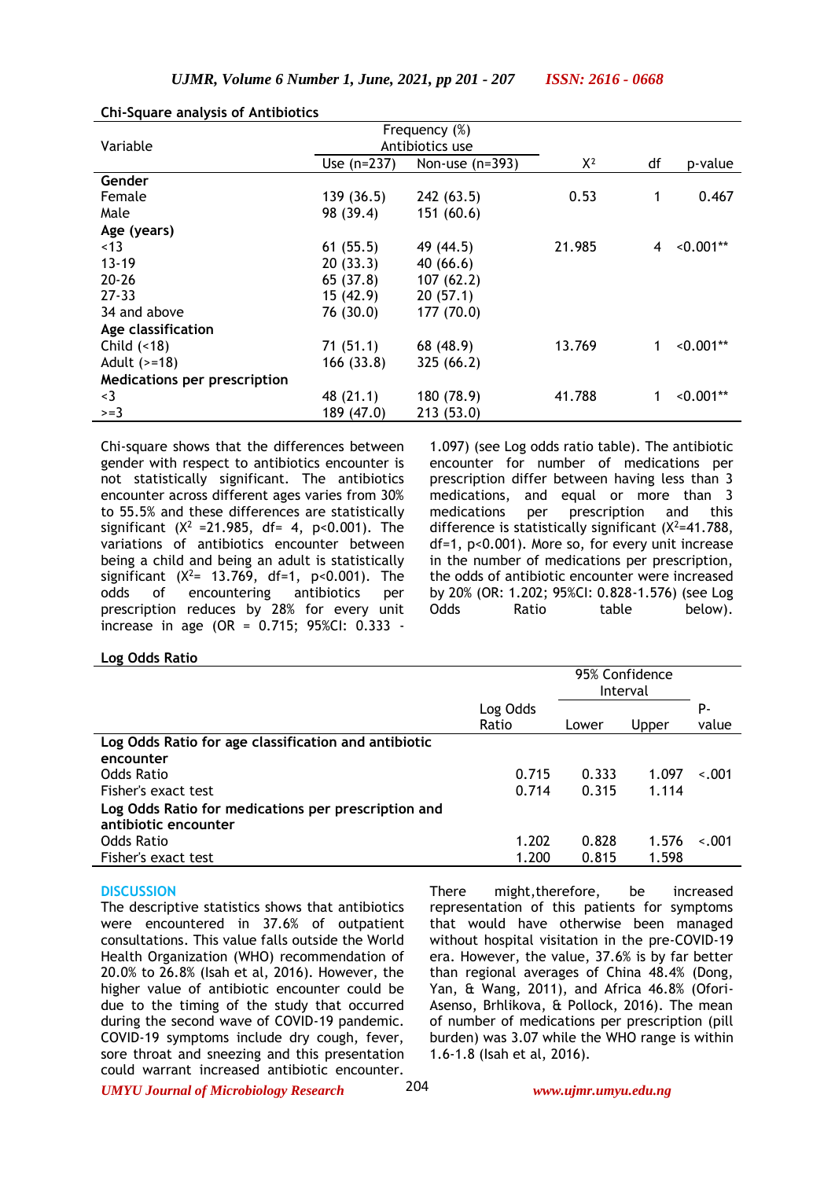**Chi-Square analysis of Antibiotics**

| Variable | Frequency (%) Antibiotics use | | $X^2$ | df | p-value |
|---|---|---|---|---|---|
| | Use (n=237) | Non-use (n=393) | | | |
| **Gender** | | | | | |
| Female | 139 (36.5) | 242 (63.5) | 0.53 | 1 | 0.467 |
| Male | 98 (39.4) | 151 (60.6) | | | |
| **Age (years)** | | | | | |
| <13 | 61 (55.5) | 49 (44.5) | 21.985 | 4 | <0.001** |
| 13-19 | 20 (33.3) | 40 (66.6) | | | |
| 20-26 | 65 (37.8) | 107 (62.2) | | | |
| 27-33 | 15 (42.9) | 20 (57.1) | | | |
| 34 and above | 76 (30.0) | 177 (70.0) | | | |
| **Age classification** | | | | | |
| Child (<18) | 71 (51.1) | 68 (48.9) | 13.769 | 1 | <0.001** |
| Adult (>=18) | 166 (33.8) | 325 (66.2) | | | |
| **Medications per prescription** | | | | | |
| <3 | 48 (21.1) | 180 (78.9) | 41.788 | 1 | <0.001** |
| >=3 | 189 (47.0) | 213 (53.0) | | | |

Chi-square shows that the differences between gender with respect to antibiotics encounter is not statistically significant. The antibiotics encounter across different ages varies from 30% to 55.5% and these differences are statistically significant ($X^2$ =21.985, df= 4, $p<0.001$). The variations of antibiotics encounter between being a child and being an adult is statistically significant ($X^2$= 13.769, df=1, $p<0.001$). The odds of encountering antibiotics per prescription reduces by 28% for every unit increase in age (OR = 0.715; 95%CI: 0.333 - 1.097) (see Log odds ratio table). The antibiotic encounter for number of medications per prescription differ between having less than 3 medications, and equal or more than 3 medications per prescription and this difference is statistically significant ($X^2$=41.788, df=1, $p<0.001$). More so, for every unit increase in the number of medications per prescription, the odds of antibiotic encounter were increased by 20% (OR: 1.202; 95%CI: 0.828-1.576) (see Log Odds Ratio table below).

**Log Odds Ratio**

| | Log Odds Ratio | 95% Confidence Interval | | P-value |
|---|---|---|---|---|
| | | Lower | Upper | |
| **Log Odds Ratio for age classification and antibiotic encounter** | | | | |
| Odds Ratio | 0.715 | 0.333 | 1.097 | <.001 |
| Fisher's exact test | 0.714 | 0.315 | 1.114 | |
| **Log Odds Ratio for medications per prescription and antibiotic encounter** | | | | |
| Odds Ratio | 1.202 | 0.828 | 1.576 | <.001 |
| Fisher's exact test | 1.200 | 0.815 | 1.598 | |

## DISCUSSION

The descriptive statistics shows that antibiotics were encountered in 37.6% of outpatient consultations. This value falls outside the World Health Organization (WHO) recommendation of 20.0% to 26.8% (Isah et al, 2016). However, the higher value of antibiotic encounter could be due to the timing of the study that occurred during the second wave of COVID-19 pandemic. COVID-19 symptoms include dry cough, fever, sore throat and sneezing and this presentation could warrant increased antibiotic encounter. There might,therefore, be increased representation of this patients for symptoms that would have otherwise been managed without hospital visitation in the pre-COVID-19 era. However, the value, 37.6% is by far better than regional averages of China 48.4% (Dong, Yan, & Wang, 2011), and Africa 46.8% (Ofori-Asenso, Brhlikova, & Pollock, 2016). The mean of number of medications per prescription (pill burden) was 3.07 while the WHO range is within 1.6-1.8 (Isah et al, 2016).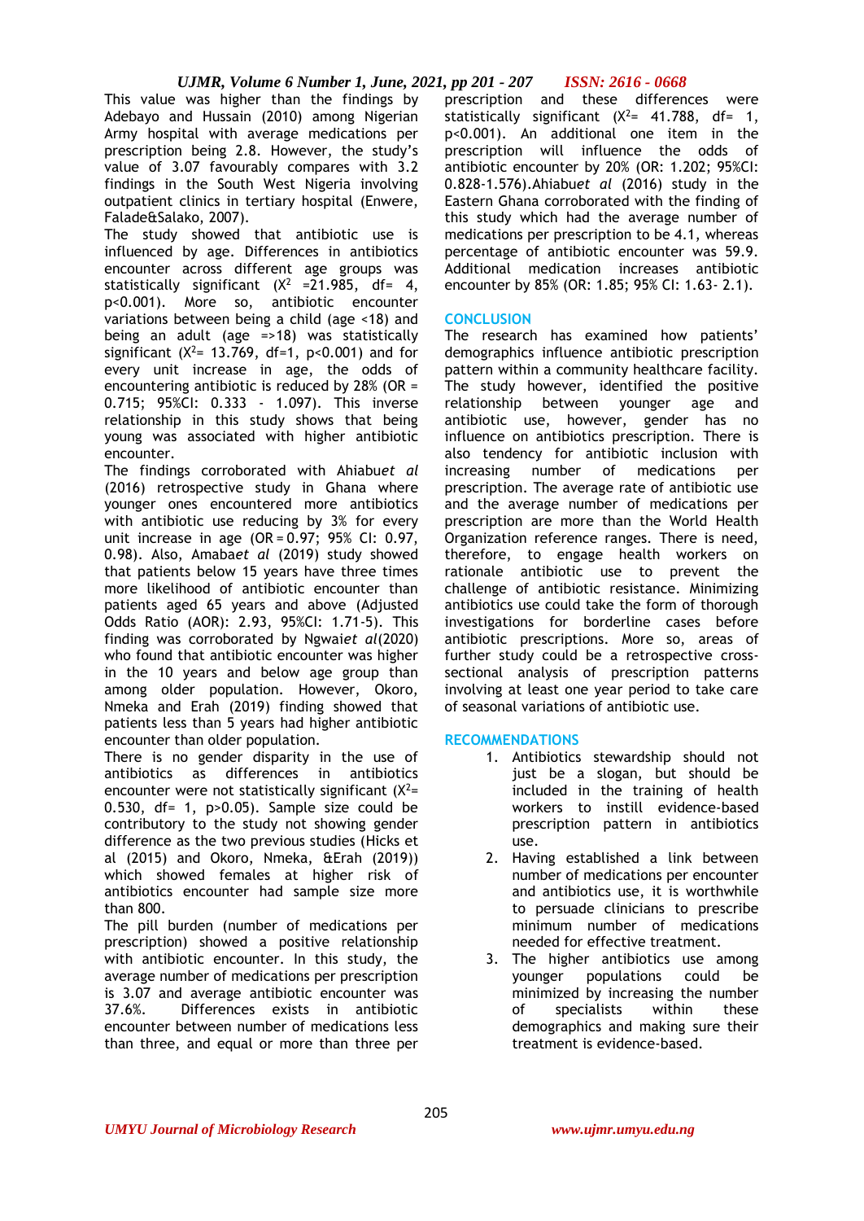This value was higher than the findings by Adebayo and Hussain (2010) among Nigerian Army hospital with average medications per prescription being 2.8. However, the study's value of 3.07 favourably compares with 3.2 findings in the South West Nigeria involving outpatient clinics in tertiary hospital (Enwere, Falade&Salako, 2007).

The study showed that antibiotic use is influenced by age. Differences in antibiotics encounter across different age groups was statistically significant ($X^2$ =21.985, df= 4, p<0.001). More so, antibiotic encounter variations between being a child (age <18) and being an adult (age =>18) was statistically significant ($X^2$= 13.769, df=1, p<0.001) and for every unit increase in age, the odds of encountering antibiotic is reduced by 28% (OR = 0.715; 95%CI: 0.333 - 1.097). This inverse relationship in this study shows that being young was associated with higher antibiotic encounter.

The findings corroborated with Ahiabu*et al* (2016) retrospective study in Ghana where younger ones encountered more antibiotics with antibiotic use reducing by 3% for every unit increase in age (OR = 0.97; 95% CI: 0.97, 0.98). Also, Amaba*et al* (2019) study showed that patients below 15 years have three times more likelihood of antibiotic encounter than patients aged 65 years and above (Adjusted Odds Ratio (AOR): 2.93, 95%CI: 1.71-5). This finding was corroborated by Ngwai*et al*(2020) who found that antibiotic encounter was higher in the 10 years and below age group than among older population. However, Okoro, Nmeka and Erah (2019) finding showed that patients less than 5 years had higher antibiotic encounter than older population.

There is no gender disparity in the use of antibiotics as differences in antibiotics encounter were not statistically significant ($X^2$= 0.530, df= 1, p>0.05). Sample size could be contributory to the study not showing gender difference as the two previous studies (Hicks et al (2015) and Okoro, Nmeka, &Erah (2019)) which showed females at higher risk of antibiotics encounter had sample size more than 800.

The pill burden (number of medications per prescription) showed a positive relationship with antibiotic encounter. In this study, the average number of medications per prescription is 3.07 and average antibiotic encounter was 37.6%. Differences exists in antibiotic encounter between number of medications less than three, and equal or more than three per prescription and these differences were statistically significant ($X^2$= 41.788, df= 1, p<0.001). An additional one item in the prescription will influence the odds of antibiotic encounter by 20% (OR: 1.202; 95%CI: 0.828-1.576).Ahiabu*et al* (2016) study in the Eastern Ghana corroborated with the finding of this study which had the average number of medications per prescription to be 4.1, whereas percentage of antibiotic encounter was 59.9. Additional medication increases antibiotic encounter by 85% (OR: 1.85; 95% CI: 1.63- 2.1).

## CONCLUSION

The research has examined how patients' demographics influence antibiotic prescription pattern within a community healthcare facility. The study however, identified the positive relationship between younger age and antibiotic use, however, gender has no influence on antibiotics prescription. There is also tendency for antibiotic inclusion with increasing number of medications per prescription. The average rate of antibiotic use and the average number of medications per prescription are more than the World Health Organization reference ranges. There is need, therefore, to engage health workers on rationale antibiotic use to prevent the challenge of antibiotic resistance. Minimizing antibiotics use could take the form of thorough investigations for borderline cases before antibiotic prescriptions. More so, areas of further study could be a retrospective cross-sectional analysis of prescription patterns involving at least one year period to take care of seasonal variations of antibiotic use.

## RECOMMENDATIONS

1. Antibiotics stewardship should not just be a slogan, but should be included in the training of health workers to instill evidence-based prescription pattern in antibiotics use.
2. Having established a link between number of medications per encounter and antibiotics use, it is worthwhile to persuade clinicians to prescribe minimum number of medications needed for effective treatment.
3. The higher antibiotics use among younger populations could be minimized by increasing the number of specialists within these demographics and making sure their treatment is evidence-based.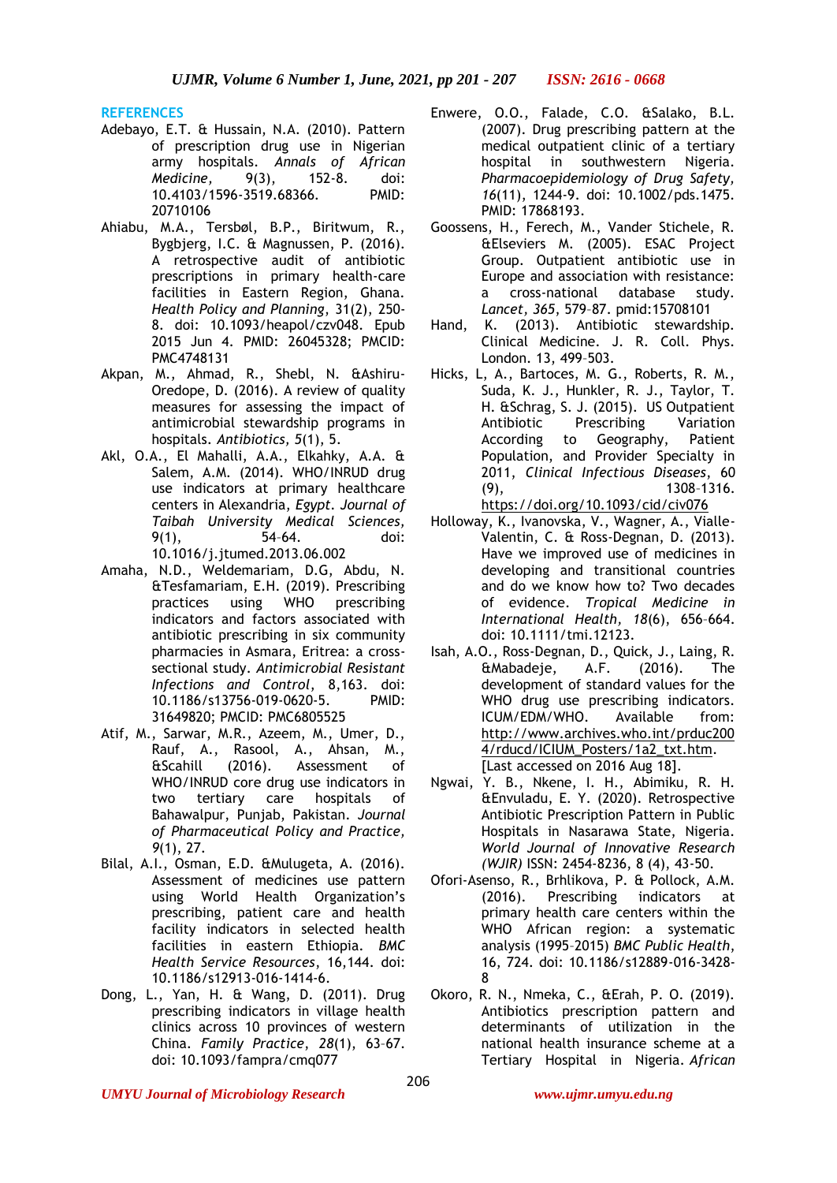## REFERENCES

Adebayo, E.T. & Hussain, N.A. (2010). Pattern of prescription drug use in Nigerian army hospitals. *Annals of African Medicine,* 9(3), 152-8. doi: 10.4103/1596-3519.68366. PMID: 20710106

Ahiabu, M.A., Tersbøl, B.P., Biritwum, R., Bygbjerg, I.C. & Magnussen, P. (2016). A retrospective audit of antibiotic prescriptions in primary health-care facilities in Eastern Region, Ghana. *Health Policy and Planning*, 31(2), 250-8. doi: 10.1093/heapol/czv048. Epub 2015 Jun 4. PMID: 26045328; PMCID: PMC4748131

Akpan, M., Ahmad, R., Shebl, N. &Ashiru-Oredope, D. (2016). A review of quality measures for assessing the impact of antimicrobial stewardship programs in hospitals. *Antibiotics, 5*(1), 5.

Akl, O.A., El Mahalli, A.A., Elkahky, A.A. & Salem, A.M. (2014). WHO/INRUD drug use indicators at primary healthcare centers in Alexandria, *Egypt. Journal of Taibah University Medical Sciences,* 9(1), 54–64. doi: 10.1016/j.jtumed.2013.06.002

Amaha, N.D., Weldemariam, D.G, Abdu, N. &Tesfamariam, E.H. (2019). Prescribing practices using WHO prescribing indicators and factors associated with antibiotic prescribing in six community pharmacies in Asmara, Eritrea: a cross-sectional study. *Antimicrobial Resistant Infections and Control*, 8,163. doi: 10.1186/s13756-019-0620-5. PMID: 31649820; PMCID: PMC6805525

Atif, M., Sarwar, M.R., Azeem, M., Umer, D., Rauf, A., Rasool, A., Ahsan, M., &Scahill (2016). Assessment of WHO/INRUD core drug use indicators in two tertiary care hospitals of Bahawalpur, Punjab, Pakistan. *Journal of Pharmaceutical Policy and Practice, 9*(1), 27.

Bilal, A.I., Osman, E.D. &Mulugeta, A. (2016). Assessment of medicines use pattern using World Health Organization's prescribing, patient care and health facility indicators in selected health facilities in eastern Ethiopia. *BMC Health Service Resources*, 16,144. doi: 10.1186/s12913-016-1414-6.

Dong, L., Yan, H. & Wang, D. (2011). Drug prescribing indicators in village health clinics across 10 provinces of western China. *Family Practice*, *28*(1), 63–67. doi: 10.1093/fampra/cmq077

Enwere, O.O., Falade, C.O. &Salako, B.L. (2007). Drug prescribing pattern at the medical outpatient clinic of a tertiary hospital in southwestern Nigeria. *Pharmacoepidemiology of Drug Safety, 16*(11), 1244-9. doi: 10.1002/pds.1475. PMID: 17868193.

Goossens, H., Ferech, M., Vander Stichele, R. &Elseviers M. (2005). ESAC Project Group. Outpatient antibiotic use in Europe and association with resistance: a cross-national database study. *Lancet, 365*, 579–87. pmid:15708101

Hand, K. (2013). Antibiotic stewardship. Clinical Medicine. J. R. Coll. Phys. London. 13, 499–503.

Hicks, L, A., Bartoces, M. G., Roberts, R. M., Suda, K. J., Hunkler, R. J., Taylor, T. H. &Schrag, S. J. (2015). US Outpatient Antibiotic Prescribing Variation According to Geography, Patient Population, and Provider Specialty in 2011, *Clinical Infectious Diseases*, 60 (9), 1308–1316. https://doi.org/10.1093/cid/civ076

Holloway, K., Ivanovska, V., Wagner, A., Vialle-Valentin, C. & Ross-Degnan, D. (2013). Have we improved use of medicines in developing and transitional countries and do we know how to? Two decades of evidence. *Tropical Medicine in International Health, 18*(6), 656–664. doi: 10.1111/tmi.12123.

Isah, A.O., Ross-Degnan, D., Quick, J., Laing, R. &Mabadeje, A.F. (2016). The development of standard values for the WHO drug use prescribing indicators. ICUM/EDM/WHO. Available from: http://www.archives.who.int/prduc2004/rducd/ICIUM_Posters/1a2_txt.htm. [Last accessed on 2016 Aug 18].

Ngwai, Y. B., Nkene, I. H., Abimiku, R. H. &Envuladu, E. Y. (2020). Retrospective Antibiotic Prescription Pattern in Public Hospitals in Nasarawa State, Nigeria. *World Journal of Innovative Research (WJIR)* ISSN: 2454-8236, 8 (4), 43-50.

Ofori-Asenso, R., Brhlikova, P. & Pollock, A.M. (2016). Prescribing indicators at primary health care centers within the WHO African region: a systematic analysis (1995–2015) *BMC Public Health*, 16, 724. doi: 10.1186/s12889-016-3428-8

Okoro, R. N., Nmeka, C., &Erah, P. O. (2019). Antibiotics prescription pattern and determinants of utilization in the national health insurance scheme at a Tertiary Hospital in Nigeria. *African*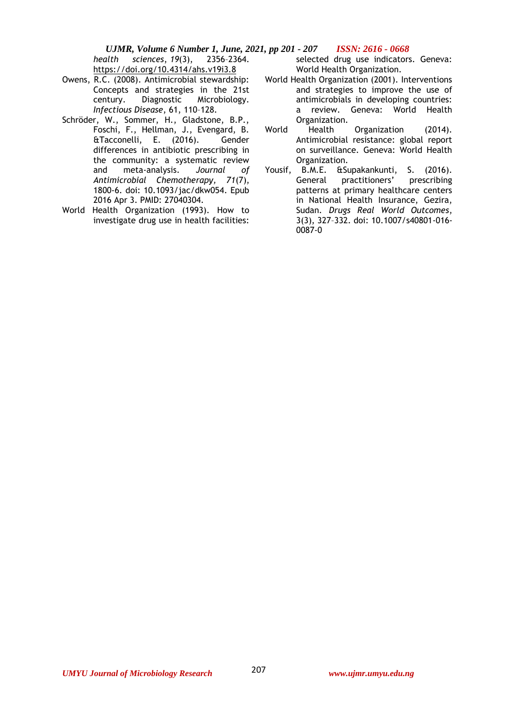*health sciences*, *19*(3), 2356–2364. https://doi.org/10.4314/ahs.v19i3.8

Owens, R.C. (2008). Antimicrobial stewardship: Concepts and strategies in the 21st century. Diagnostic Microbiology. *Infectious Disease*, 61, 110–128.

Schröder, W., Sommer, H., Gladstone, B.P., Foschi, F., Hellman, J., Evengard, B. &Tacconelli, E. (2016). Gender differences in antibiotic prescribing in the community: a systematic review and meta-analysis. *Journal of Antimicrobial Chemotherapy, 71*(7), 1800-6. doi: 10.1093/jac/dkw054. Epub 2016 Apr 3. PMID: 27040304.

World Health Organization (1993). How to investigate drug use in health facilities: selected drug use indicators. Geneva: World Health Organization.

World Health Organization (2001). Interventions and strategies to improve the use of antimicrobials in developing countries: a review. Geneva: World Health Organization.

World Health Organization (2014). Antimicrobial resistance: global report on surveillance. Geneva: World Health Organization.

Yousif, B.M.E. &Supakankunti, S. (2016). General practitioners' prescribing patterns at primary healthcare centers in National Health Insurance, Gezira, Sudan. *Drugs Real World Outcomes*, 3(3), 327–332. doi: 10.1007/s40801-016-0087-0